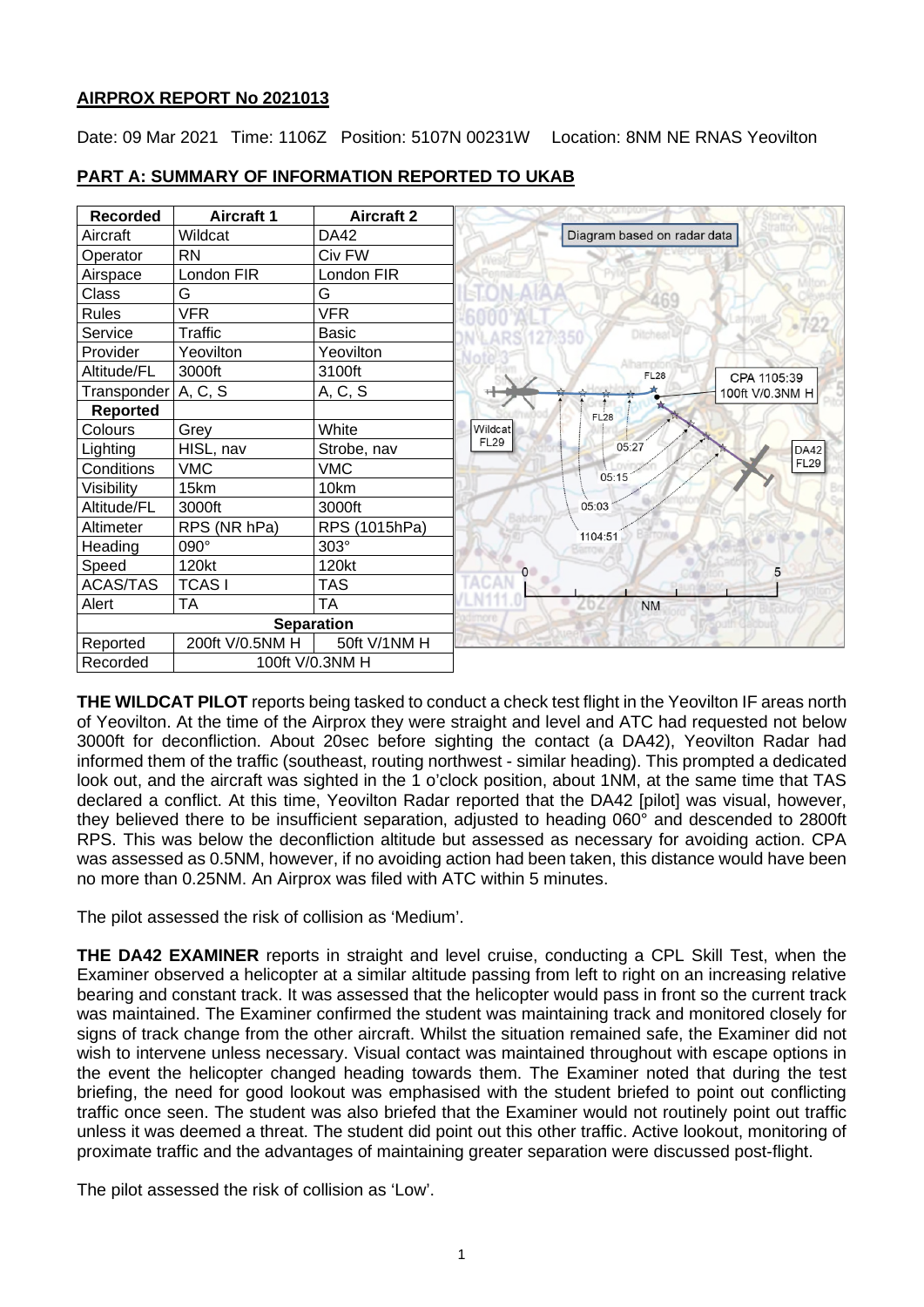## AIRPROX REPORT No 2021013

Date: 09 Mar 2021 Time: 1106Z Position: 5107N 00231W Location: 8NM NE RNAS Yeovilton

## PART A: SUMMARY OF INFORMATION REPORTED TO UKAB

| Recorded | Aircraft 1 | Aircraft 2 |
|---|---|---|
| Aircraft | Wildcat | DA42 |
| Operator | RN | Civ FW |
| Airspace | London FIR | London FIR |
| Class | G | G |
| Rules | VFR | VFR |
| Service | Traffic | Basic |
| Provider | Yeovilton | Yeovilton |
| Altitude/FL | 3000ft | 3100ft |
| Transponder | A, C, S | A, C, S |
| **Reported** | | |
| Colours | Grey | White |
| Lighting | HISL, nav | Strobe, nav |
| Conditions | VMC | VMC |
| Visibility | 15km | 10km |
| Altitude/FL | 3000ft | 3000ft |
| Altimeter | RPS (NR hPa) | RPS (1015hPa) |
| Heading | 090° | 303° |
| Speed | 120kt | 120kt |
| ACAS/TAS | TCAS I | TAS |
| Alert | TA | TA |
| **Separation** | | |
| Reported | 200ft V/0.5NM H | 50ft V/1NM H |
| Recorded | 100ft V/0.3NM H | |

Diagram based on radar data

**THE WILDCAT PILOT** reports being tasked to conduct a check test flight in the Yeovilton IF areas north of Yeovilton. At the time of the Airprox they were straight and level and ATC had requested not below 3000ft for deconfliction. About 20sec before sighting the contact (a DA42), Yeovilton Radar had informed them of the traffic (southeast, routing northwest - similar heading). This prompted a dedicated look out, and the aircraft was sighted in the 1 o'clock position, about 1NM, at the same time that TAS declared a conflict. At this time, Yeovilton Radar reported that the DA42 [pilot] was visual, however, they believed there to be insufficient separation, adjusted to heading 060° and descended to 2800ft RPS. This was below the deconfliction altitude but assessed as necessary for avoiding action. CPA was assessed as 0.5NM, however, if no avoiding action had been taken, this distance would have been no more than 0.25NM. An Airprox was filed with ATC within 5 minutes.

The pilot assessed the risk of collision as 'Medium'.

**THE DA42 EXAMINER** reports in straight and level cruise, conducting a CPL Skill Test, when the Examiner observed a helicopter at a similar altitude passing from left to right on an increasing relative bearing and constant track. It was assessed that the helicopter would pass in front so the current track was maintained. The Examiner confirmed the student was maintaining track and monitored closely for signs of track change from the other aircraft. Whilst the situation remained safe, the Examiner did not wish to intervene unless necessary. Visual contact was maintained throughout with escape options in the event the helicopter changed heading towards them. The Examiner noted that during the test briefing, the need for good lookout was emphasised with the student briefed to point out conflicting traffic once seen. The student was also briefed that the Examiner would not routinely point out traffic unless it was deemed a threat. The student did point out this other traffic. Active lookout, monitoring of proximate traffic and the advantages of maintaining greater separation were discussed post-flight.

The pilot assessed the risk of collision as 'Low'.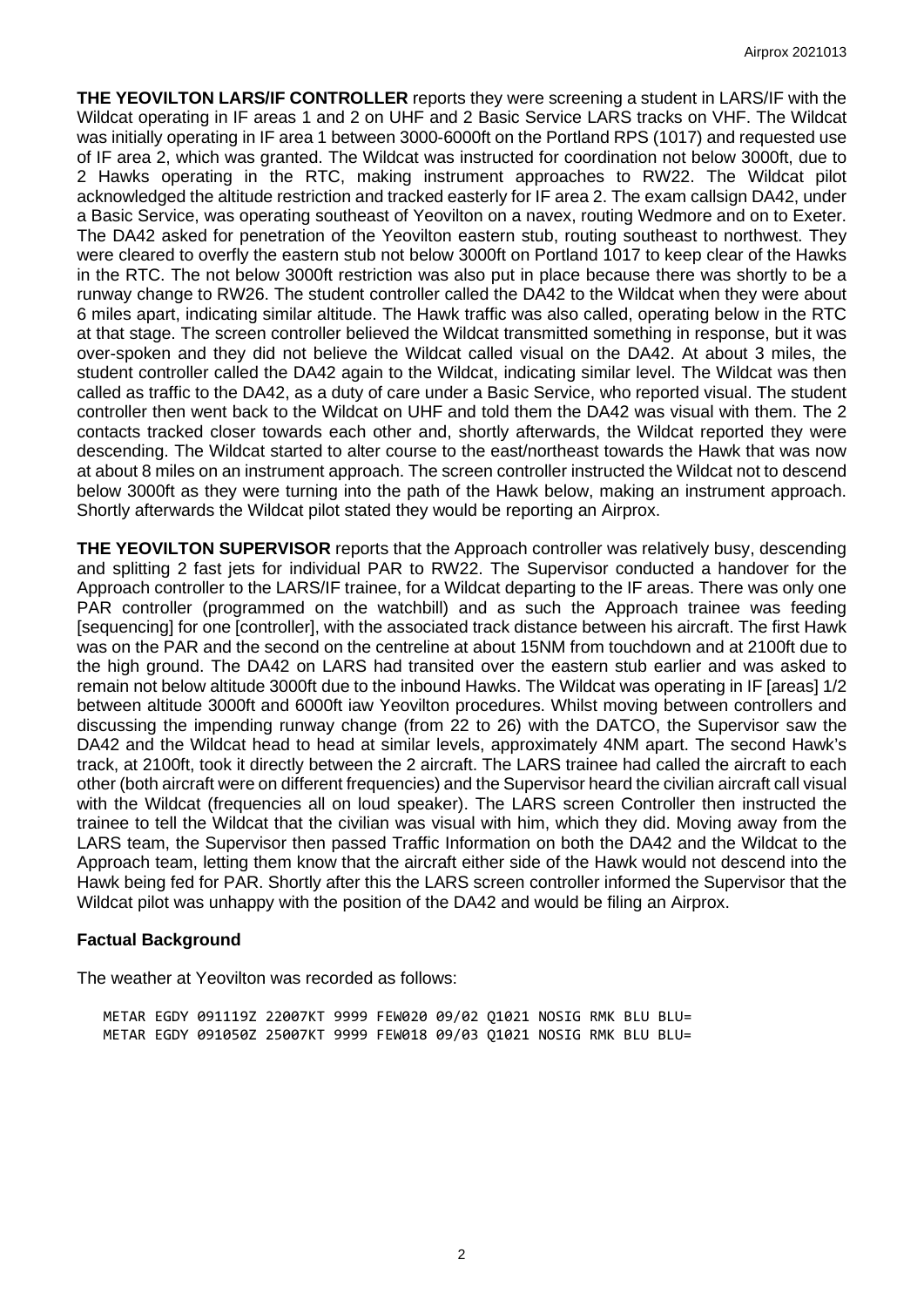**THE YEOVILTON LARS/IF CONTROLLER** reports they were screening a student in LARS/IF with the Wildcat operating in IF areas 1 and 2 on UHF and 2 Basic Service LARS tracks on VHF. The Wildcat was initially operating in IF area 1 between 3000-6000ft on the Portland RPS (1017) and requested use of IF area 2, which was granted. The Wildcat was instructed for coordination not below 3000ft, due to 2 Hawks operating in the RTC, making instrument approaches to RW22. The Wildcat pilot acknowledged the altitude restriction and tracked easterly for IF area 2. The exam callsign DA42, under a Basic Service, was operating southeast of Yeovilton on a navex, routing Wedmore and on to Exeter. The DA42 asked for penetration of the Yeovilton eastern stub, routing southeast to northwest. They were cleared to overfly the eastern stub not below 3000ft on Portland 1017 to keep clear of the Hawks in the RTC. The not below 3000ft restriction was also put in place because there was shortly to be a runway change to RW26. The student controller called the DA42 to the Wildcat when they were about 6 miles apart, indicating similar altitude. The Hawk traffic was also called, operating below in the RTC at that stage. The screen controller believed the Wildcat transmitted something in response, but it was over-spoken and they did not believe the Wildcat called visual on the DA42. At about 3 miles, the student controller called the DA42 again to the Wildcat, indicating similar level. The Wildcat was then called as traffic to the DA42, as a duty of care under a Basic Service, who reported visual. The student controller then went back to the Wildcat on UHF and told them the DA42 was visual with them. The 2 contacts tracked closer towards each other and, shortly afterwards, the Wildcat reported they were descending. The Wildcat started to alter course to the east/northeast towards the Hawk that was now at about 8 miles on an instrument approach. The screen controller instructed the Wildcat not to descend below 3000ft as they were turning into the path of the Hawk below, making an instrument approach. Shortly afterwards the Wildcat pilot stated they would be reporting an Airprox.

**THE YEOVILTON SUPERVISOR** reports that the Approach controller was relatively busy, descending and splitting 2 fast jets for individual PAR to RW22. The Supervisor conducted a handover for the Approach controller to the LARS/IF trainee, for a Wildcat departing to the IF areas. There was only one PAR controller (programmed on the watchbill) and as such the Approach trainee was feeding [sequencing] for one [controller], with the associated track distance between his aircraft. The first Hawk was on the PAR and the second on the centreline at about 15NM from touchdown and at 2100ft due to the high ground. The DA42 on LARS had transited over the eastern stub earlier and was asked to remain not below altitude 3000ft due to the inbound Hawks. The Wildcat was operating in IF [areas] 1/2 between altitude 3000ft and 6000ft iaw Yeovilton procedures. Whilst moving between controllers and discussing the impending runway change (from 22 to 26) with the DATCO, the Supervisor saw the DA42 and the Wildcat head to head at similar levels, approximately 4NM apart. The second Hawk's track, at 2100ft, took it directly between the 2 aircraft. The LARS trainee had called the aircraft to each other (both aircraft were on different frequencies) and the Supervisor heard the civilian aircraft call visual with the Wildcat (frequencies all on loud speaker). The LARS screen Controller then instructed the trainee to tell the Wildcat that the civilian was visual with him, which they did. Moving away from the LARS team, the Supervisor then passed Traffic Information on both the DA42 and the Wildcat to the Approach team, letting them know that the aircraft either side of the Hawk would not descend into the Hawk being fed for PAR. Shortly after this the LARS screen controller informed the Supervisor that the Wildcat pilot was unhappy with the position of the DA42 and would be filing an Airprox.

## Factual Background

The weather at Yeovilton was recorded as follows:

```
METAR EGDY 091119Z 22007KT 9999 FEW020 09/02 Q1021 NOSIG RMK BLU BLU=
METAR EGDY 091050Z 25007KT 9999 FEW018 09/03 Q1021 NOSIG RMK BLU BLU=
```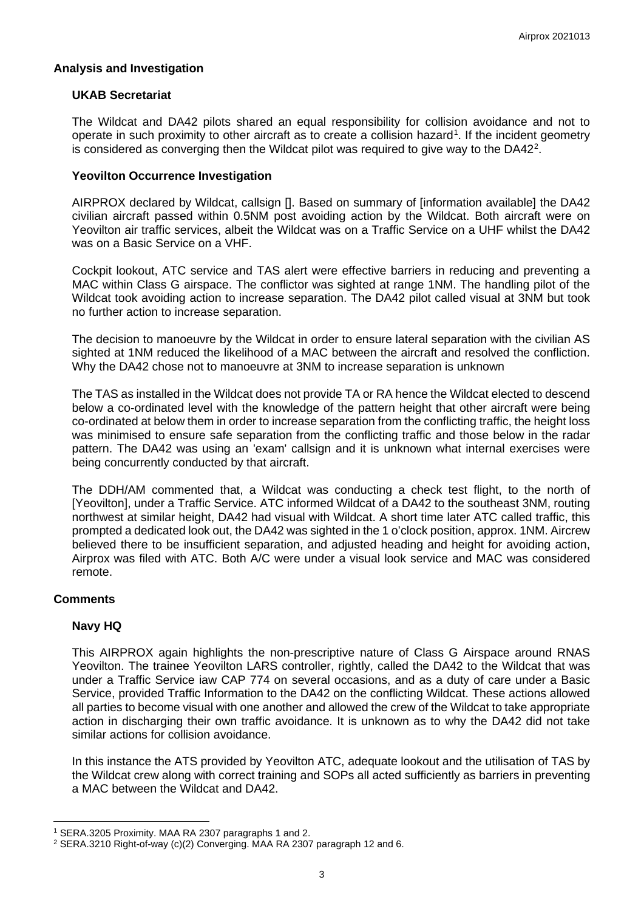## Analysis and Investigation

### UKAB Secretariat

The Wildcat and DA42 pilots shared an equal responsibility for collision avoidance and not to operate in such proximity to other aircraft as to create a collision hazard[1]. If the incident geometry is considered as converging then the Wildcat pilot was required to give way to the DA42[2].

### Yeovilton Occurrence Investigation

AIRPROX declared by Wildcat, callsign []. Based on summary of [information available] the DA42 civilian aircraft passed within 0.5NM post avoiding action by the Wildcat. Both aircraft were on Yeovilton air traffic services, albeit the Wildcat was on a Traffic Service on a UHF whilst the DA42 was on a Basic Service on a VHF.

Cockpit lookout, ATC service and TAS alert were effective barriers in reducing and preventing a MAC within Class G airspace. The conflictor was sighted at range 1NM. The handling pilot of the Wildcat took avoiding action to increase separation. The DA42 pilot called visual at 3NM but took no further action to increase separation.

The decision to manoeuvre by the Wildcat in order to ensure lateral separation with the civilian AS sighted at 1NM reduced the likelihood of a MAC between the aircraft and resolved the confliction. Why the DA42 chose not to manoeuvre at 3NM to increase separation is unknown

The TAS as installed in the Wildcat does not provide TA or RA hence the Wildcat elected to descend below a co-ordinated level with the knowledge of the pattern height that other aircraft were being co-ordinated at below them in order to increase separation from the conflicting traffic, the height loss was minimised to ensure safe separation from the conflicting traffic and those below in the radar pattern. The DA42 was using an 'exam' callsign and it is unknown what internal exercises were being concurrently conducted by that aircraft.

The DDH/AM commented that, a Wildcat was conducting a check test flight, to the north of [Yeovilton], under a Traffic Service. ATC informed Wildcat of a DA42 to the southeast 3NM, routing northwest at similar height, DA42 had visual with Wildcat. A short time later ATC called traffic, this prompted a dedicated look out, the DA42 was sighted in the 1 o'clock position, approx. 1NM. Aircrew believed there to be insufficient separation, and adjusted heading and height for avoiding action, Airprox was filed with ATC. Both A/C were under a visual look service and MAC was considered remote.

## Comments

### Navy HQ

This AIRPROX again highlights the non-prescriptive nature of Class G Airspace around RNAS Yeovilton. The trainee Yeovilton LARS controller, rightly, called the DA42 to the Wildcat that was under a Traffic Service iaw CAP 774 on several occasions, and as a duty of care under a Basic Service, provided Traffic Information to the DA42 on the conflicting Wildcat. These actions allowed all parties to become visual with one another and allowed the crew of the Wildcat to take appropriate action in discharging their own traffic avoidance. It is unknown as to why the DA42 did not take similar actions for collision avoidance.

In this instance the ATS provided by Yeovilton ATC, adequate lookout and the utilisation of TAS by the Wildcat crew along with correct training and SOPs all acted sufficiently as barriers in preventing a MAC between the Wildcat and DA42.

---

[1] SERA.3205 Proximity. MAA RA 2307 paragraphs 1 and 2.

[2] SERA.3210 Right-of-way (c)(2) Converging. MAA RA 2307 paragraph 12 and 6.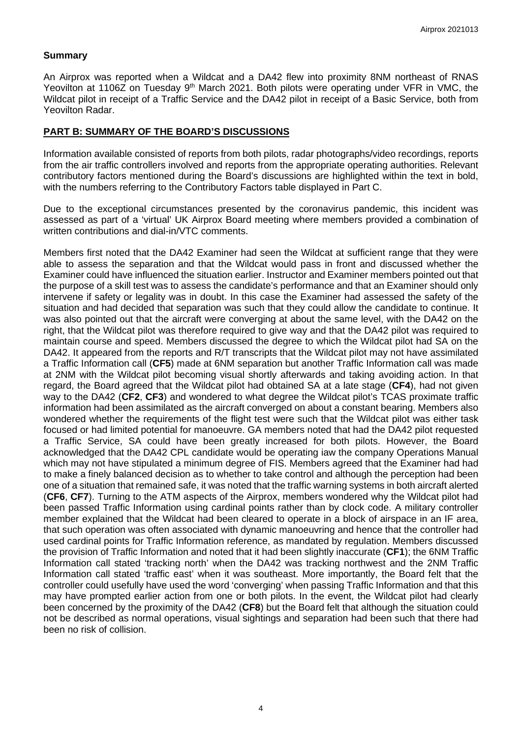**Summary**

An Airprox was reported when a Wildcat and a DA42 flew into proximity 8NM northeast of RNAS Yeovilton at 1106Z on Tuesday 9th March 2021. Both pilots were operating under VFR in VMC, the Wildcat pilot in receipt of a Traffic Service and the DA42 pilot in receipt of a Basic Service, both from Yeovilton Radar.

## PART B: SUMMARY OF THE BOARD'S DISCUSSIONS

Information available consisted of reports from both pilots, radar photographs/video recordings, reports from the air traffic controllers involved and reports from the appropriate operating authorities. Relevant contributory factors mentioned during the Board's discussions are highlighted within the text in bold, with the numbers referring to the Contributory Factors table displayed in Part C.

Due to the exceptional circumstances presented by the coronavirus pandemic, this incident was assessed as part of a 'virtual' UK Airprox Board meeting where members provided a combination of written contributions and dial-in/VTC comments.

Members first noted that the DA42 Examiner had seen the Wildcat at sufficient range that they were able to assess the separation and that the Wildcat would pass in front and discussed whether the Examiner could have influenced the situation earlier. Instructor and Examiner members pointed out that the purpose of a skill test was to assess the candidate's performance and that an Examiner should only intervene if safety or legality was in doubt. In this case the Examiner had assessed the safety of the situation and had decided that separation was such that they could allow the candidate to continue. It was also pointed out that the aircraft were converging at about the same level, with the DA42 on the right, that the Wildcat pilot was therefore required to give way and that the DA42 pilot was required to maintain course and speed. Members discussed the degree to which the Wildcat pilot had SA on the DA42. It appeared from the reports and R/T transcripts that the Wildcat pilot may not have assimilated a Traffic Information call (**CF5**) made at 6NM separation but another Traffic Information call was made at 2NM with the Wildcat pilot becoming visual shortly afterwards and taking avoiding action. In that regard, the Board agreed that the Wildcat pilot had obtained SA at a late stage (**CF4**), had not given way to the DA42 (**CF2**, **CF3**) and wondered to what degree the Wildcat pilot's TCAS proximate traffic information had been assimilated as the aircraft converged on about a constant bearing. Members also wondered whether the requirements of the flight test were such that the Wildcat pilot was either task focused or had limited potential for manoeuvre. GA members noted that had the DA42 pilot requested a Traffic Service, SA could have been greatly increased for both pilots. However, the Board acknowledged that the DA42 CPL candidate would be operating iaw the company Operations Manual which may not have stipulated a minimum degree of FIS. Members agreed that the Examiner had had to make a finely balanced decision as to whether to take control and although the perception had been one of a situation that remained safe, it was noted that the traffic warning systems in both aircraft alerted (**CF6**, **CF7**). Turning to the ATM aspects of the Airprox, members wondered why the Wildcat pilot had been passed Traffic Information using cardinal points rather than by clock code. A military controller member explained that the Wildcat had been cleared to operate in a block of airspace in an IF area, that such operation was often associated with dynamic manoeuvring and hence that the controller had used cardinal points for Traffic Information reference, as mandated by regulation. Members discussed the provision of Traffic Information and noted that it had been slightly inaccurate (**CF1**); the 6NM Traffic Information call stated 'tracking north' when the DA42 was tracking northwest and the 2NM Traffic Information call stated 'traffic east' when it was southeast. More importantly, the Board felt that the controller could usefully have used the word 'converging' when passing Traffic Information and that this may have prompted earlier action from one or both pilots. In the event, the Wildcat pilot had clearly been concerned by the proximity of the DA42 (**CF8**) but the Board felt that although the situation could not be described as normal operations, visual sightings and separation had been such that there had been no risk of collision.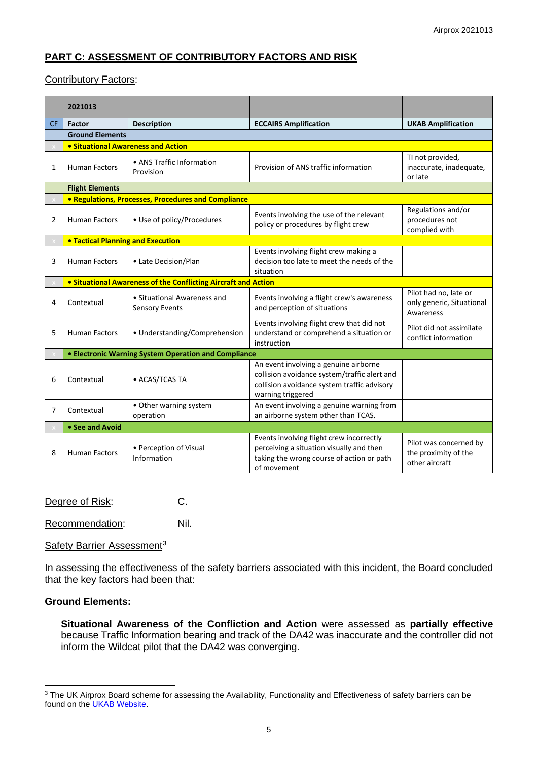## PART C: ASSESSMENT OF CONTRIBUTORY FACTORS AND RISK

Contributory Factors:

| | 2021013 | | | |
|---|---|---|---|---|
| CF | Factor | Description | ECCAIRS Amplification | UKAB Amplification |
| | **Ground Elements** | | | |
| x | **• Situational Awareness and Action** | | | |
| 1 | Human Factors | • ANS Traffic Information Provision | Provision of ANS traffic information | TI not provided, inaccurate, inadequate, or late |
| | **Flight Elements** | | | |
| x | **• Regulations, Processes, Procedures and Compliance** | | | |
| 2 | Human Factors | • Use of policy/Procedures | Events involving the use of the relevant policy or procedures by flight crew | Regulations and/or procedures not complied with |
| x | **• Tactical Planning and Execution** | | | |
| 3 | Human Factors | • Late Decision/Plan | Events involving flight crew making a decision too late to meet the needs of the situation | |
| x | **• Situational Awareness of the Conflicting Aircraft and Action** | | | |
| 4 | Contextual | • Situational Awareness and Sensory Events | Events involving a flight crew's awareness and perception of situations | Pilot had no, late or only generic, Situational Awareness |
| 5 | Human Factors | • Understanding/Comprehension | Events involving flight crew that did not understand or comprehend a situation or instruction | Pilot did not assimilate conflict information |
| x | **• Electronic Warning System Operation and Compliance** | | | |
| 6 | Contextual | • ACAS/TCAS TA | An event involving a genuine airborne collision avoidance system/traffic alert and collision avoidance system traffic advisory warning triggered | |
| 7 | Contextual | • Other warning system operation | An event involving a genuine warning from an airborne system other than TCAS. | |
| x | **• See and Avoid** | | | |
| 8 | Human Factors | • Perception of Visual Information | Events involving flight crew incorrectly perceiving a situation visually and then taking the wrong course of action or path of movement | Pilot was concerned by the proximity of the other aircraft |

Degree of Risk: C.

Recommendation: Nil.

Safety Barrier Assessment[3]

In assessing the effectiveness of the safety barriers associated with this incident, the Board concluded that the key factors had been that:

**Ground Elements:**

**Situational Awareness of the Confliction and Action** were assessed as **partially effective** because Traffic Information bearing and track of the DA42 was inaccurate and the controller did not inform the Wildcat pilot that the DA42 was converging.

---

[3] The UK Airprox Board scheme for assessing the Availability, Functionality and Effectiveness of safety barriers can be found on the UKAB Website.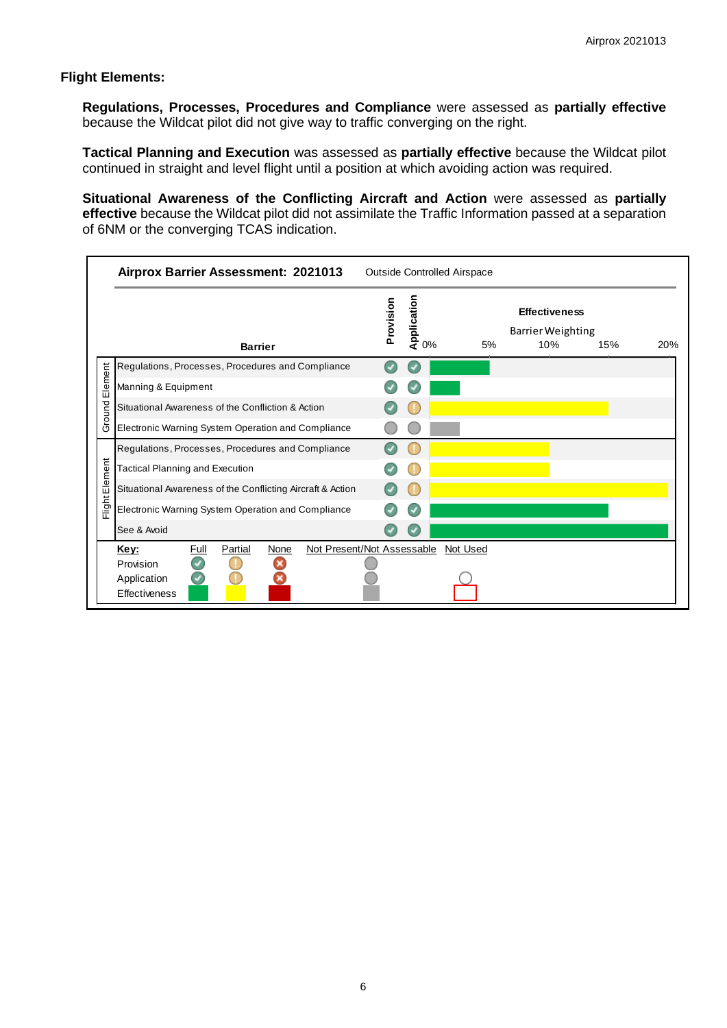## Flight Elements:

**Regulations, Processes, Procedures and Compliance** were assessed as **partially effective** because the Wildcat pilot did not give way to traffic converging on the right.

**Tactical Planning and Execution** was assessed as **partially effective** because the Wildcat pilot continued in straight and level flight until a position at which avoiding action was required.

**Situational Awareness of the Conflicting Aircraft and Action** were assessed as **partially effective** because the Wildcat pilot did not assimilate the Traffic Information passed at a separation of 6NM or the converging TCAS indication.

**Airprox Barrier Assessment: 2021013**

Outside Controlled Airspace

Barrier

Provision

Application

Effectiveness

Barrier Weighting

0%

5%

10%

15%

20%

Ground Element

Regulations, Processes, Procedures and Compliance

Manning & Equipment

Situational Awareness of the Confliction & Action

Electronic Warning System Operation and Compliance

Flight Element

Regulations, Processes, Procedures and Compliance

Tactical Planning and Execution

Situational Awareness of the Conflicting Aircraft & Action

Electronic Warning System Operation and Compliance

See & Avoid

Key:

Full

Partial

None

Not Present/Not Assessable

Not Used

Provision

Application

Effectiveness